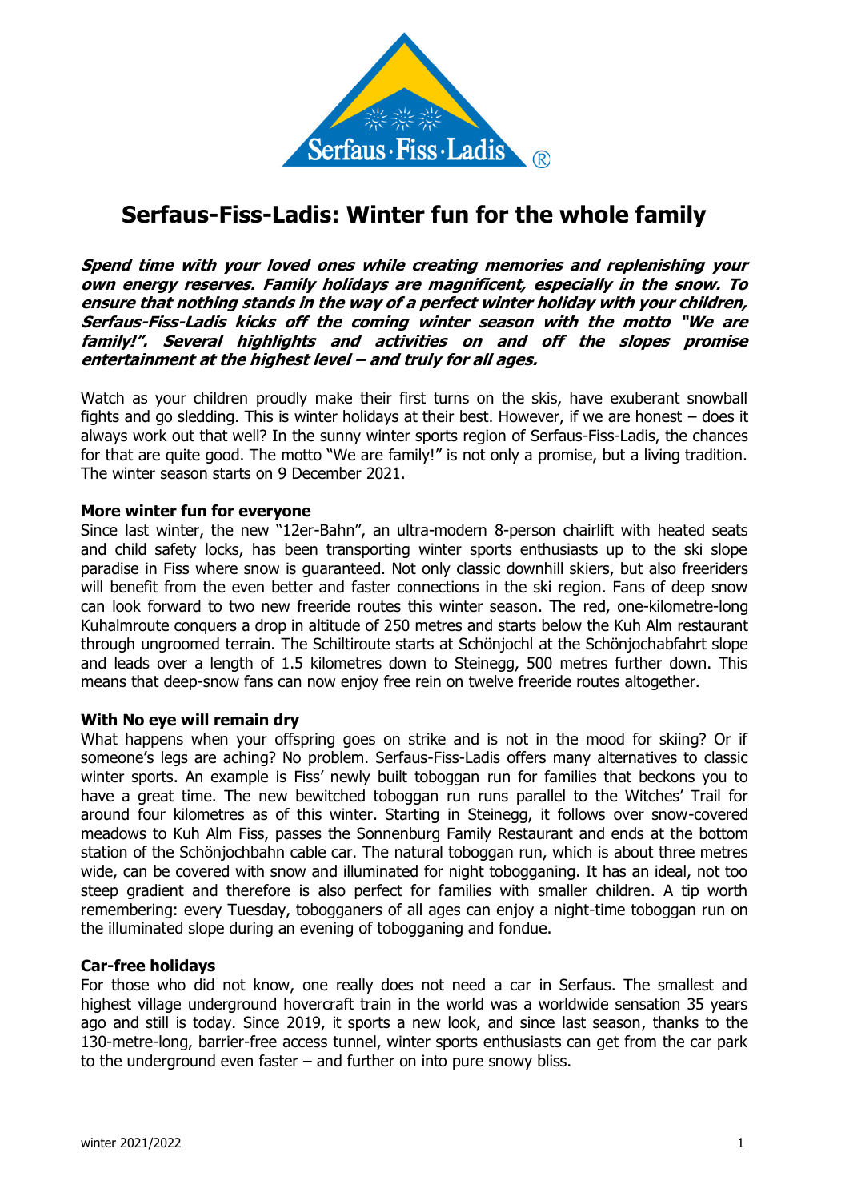# Serfaus-Fiss-Ladis: Winter fun for the whole family

***Spend time with your loved ones while creating memories and replenishing your own energy reserves. Family holidays are magnificent, especially in the snow. To ensure that nothing stands in the way of a perfect winter holiday with your children, Serfaus-Fiss-Ladis kicks off the coming winter season with the motto "We are family!". Several highlights and activities on and off the slopes promise entertainment at the highest level – and truly for all ages.***

Watch as your children proudly make their first turns on the skis, have exuberant snowball fights and go sledding. This is winter holidays at their best. However, if we are honest – does it always work out that well? In the sunny winter sports region of Serfaus-Fiss-Ladis, the chances for that are quite good. The motto "We are family!" is not only a promise, but a living tradition. The winter season starts on 9 December 2021.

**More winter fun for everyone**

Since last winter, the new "12er-Bahn", an ultra-modern 8-person chairlift with heated seats and child safety locks, has been transporting winter sports enthusiasts up to the ski slope paradise in Fiss where snow is guaranteed. Not only classic downhill skiers, but also freeriders will benefit from the even better and faster connections in the ski region. Fans of deep snow can look forward to two new freeride routes this winter season. The red, one-kilometre-long Kuhalmroute conquers a drop in altitude of 250 metres and starts below the Kuh Alm restaurant through ungroomed terrain. The Schiltiroute starts at Schönjochl at the Schönjochabfahrt slope and leads over a length of 1.5 kilometres down to Steinegg, 500 metres further down. This means that deep-snow fans can now enjoy free rein on twelve freeride routes altogether.

**With No eye will remain dry**

What happens when your offspring goes on strike and is not in the mood for skiing? Or if someone's legs are aching? No problem. Serfaus-Fiss-Ladis offers many alternatives to classic winter sports. An example is Fiss' newly built toboggan run for families that beckons you to have a great time. The new bewitched toboggan run runs parallel to the Witches' Trail for around four kilometres as of this winter. Starting in Steinegg, it follows over snow-covered meadows to Kuh Alm Fiss, passes the Sonnenburg Family Restaurant and ends at the bottom station of the Schönjochbahn cable car. The natural toboggan run, which is about three metres wide, can be covered with snow and illuminated for night tobogganing. It has an ideal, not too steep gradient and therefore is also perfect for families with smaller children. A tip worth remembering: every Tuesday, tobogganers of all ages can enjoy a night-time toboggan run on the illuminated slope during an evening of tobogganing and fondue.

**Car-free holidays**

For those who did not know, one really does not need a car in Serfaus. The smallest and highest village underground hovercraft train in the world was a worldwide sensation 35 years ago and still is today. Since 2019, it sports a new look, and since last season, thanks to the 130-metre-long, barrier-free access tunnel, winter sports enthusiasts can get from the car park to the underground even faster – and further on into pure snowy bliss.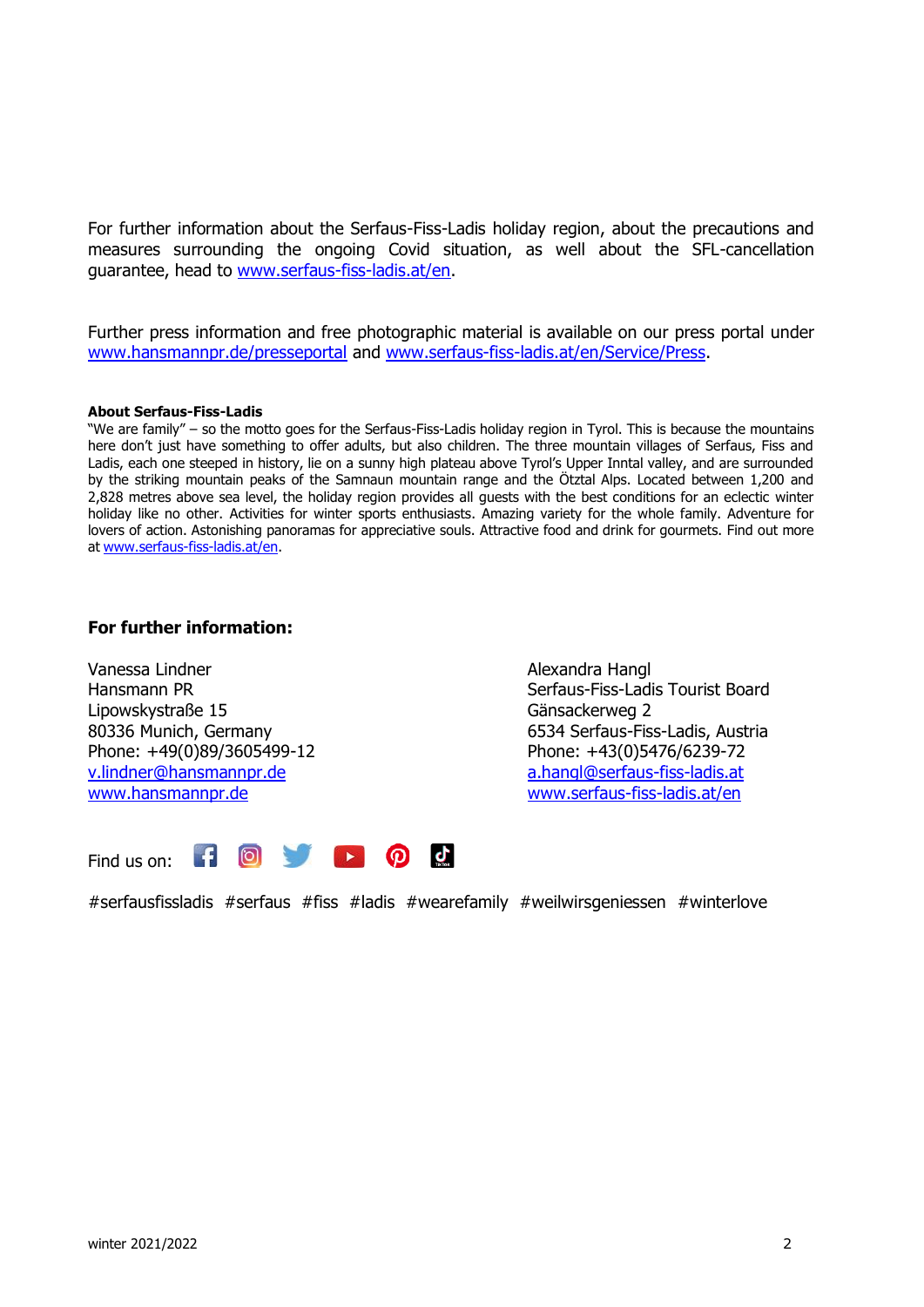For further information about the Serfaus-Fiss-Ladis holiday region, about the precautions and measures surrounding the ongoing Covid situation, as well about the SFL-cancellation guarantee, head to www.serfaus-fiss-ladis.at/en.

Further press information and free photographic material is available on our press portal under www.hansmannpr.de/presseportal and www.serfaus-fiss-ladis.at/en/Service/Press.

**About Serfaus-Fiss-Ladis**

"We are family" – so the motto goes for the Serfaus-Fiss-Ladis holiday region in Tyrol. This is because the mountains here don't just have something to offer adults, but also children. The three mountain villages of Serfaus, Fiss and Ladis, each one steeped in history, lie on a sunny high plateau above Tyrol's Upper Inntal valley, and are surrounded by the striking mountain peaks of the Samnaun mountain range and the Ötztal Alps. Located between 1,200 and 2,828 metres above sea level, the holiday region provides all guests with the best conditions for an eclectic winter holiday like no other. Activities for winter sports enthusiasts. Amazing variety for the whole family. Adventure for lovers of action. Astonishing panoramas for appreciative souls. Attractive food and drink for gourmets. Find out more at www.serfaus-fiss-ladis.at/en.

**For further information:**

Vanessa Lindner
Hansmann PR
Lipowskystraße 15
80336 Munich, Germany
Phone: +49(0)89/3605499-12
v.lindner@hansmannpr.de
www.hansmannpr.de

Alexandra Hangl
Serfaus-Fiss-Ladis Tourist Board
Gänsackerweg 2
6534 Serfaus-Fiss-Ladis, Austria
Phone: +43(0)5476/6239-72
a.hangl@serfaus-fiss-ladis.at
www.serfaus-fiss-ladis.at/en

Find us on:

#serfausfissladis #serfaus #fiss #ladis #wearefamily #weilwirsgeniessen #winterlove

winter 2021/2022